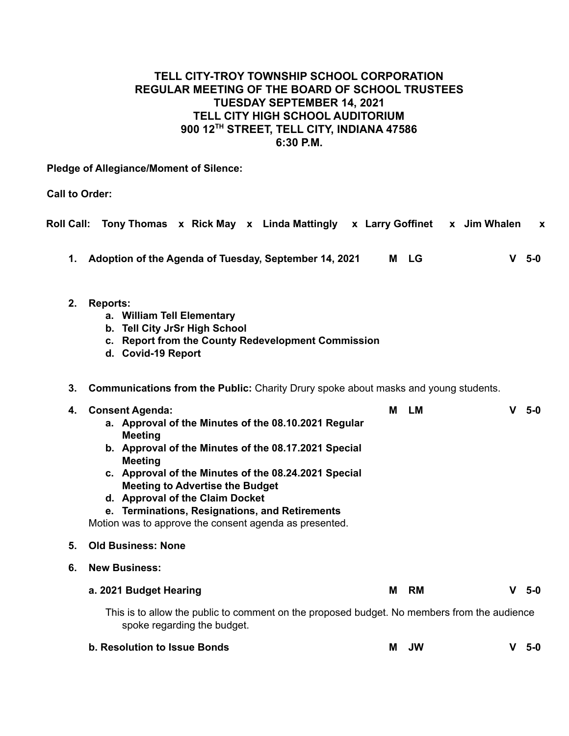**TELL CITY-TROY TOWNSHIP SCHOOL CORPORATION**
**REGULAR MEETING OF THE BOARD OF SCHOOL TRUSTEES**
**TUESDAY SEPTEMBER 14, 2021**
**TELL CITY HIGH SCHOOL AUDITORIUM**
**900 12TH STREET, TELL CITY, INDIANA 47586**
**6:30 P.M.**

**Pledge of Allegiance/Moment of Silence:**

**Call to Order:**

**Roll Call: Tony Thomas x Rick May x Linda Mattingly x Larry Goffinet x Jim Whalen x**

1. **Adoption of the Agenda of Tuesday, September 14, 2021** **M LG** **V 5-0**

2. **Reports:**
   a. **William Tell Elementary**
   b. **Tell City JrSr High School**
   c. **Report from the County Redevelopment Commission**
   d. **Covid-19 Report**

3. **Communications from the Public:** Charity Drury spoke about masks and young students.

4. **Consent Agenda:** **M LM** **V 5-0**
   a. **Approval of the Minutes of the 08.10.2021 Regular Meeting**
   b. **Approval of the Minutes of the 08.17.2021 Special Meeting**
   c. **Approval of the Minutes of the 08.24.2021 Special Meeting to Advertise the Budget**
   d. **Approval of the Claim Docket**
   e. **Terminations, Resignations, and Retirements**

   Motion was to approve the consent agenda as presented.

5. **Old Business: None**

6. **New Business:**

   **a. 2021 Budget Hearing** **M RM** **V 5-0**

   This is to allow the public to comment on the proposed budget. No members from the audience spoke regarding the budget.

   **b. Resolution to Issue Bonds** **M JW** **V 5-0**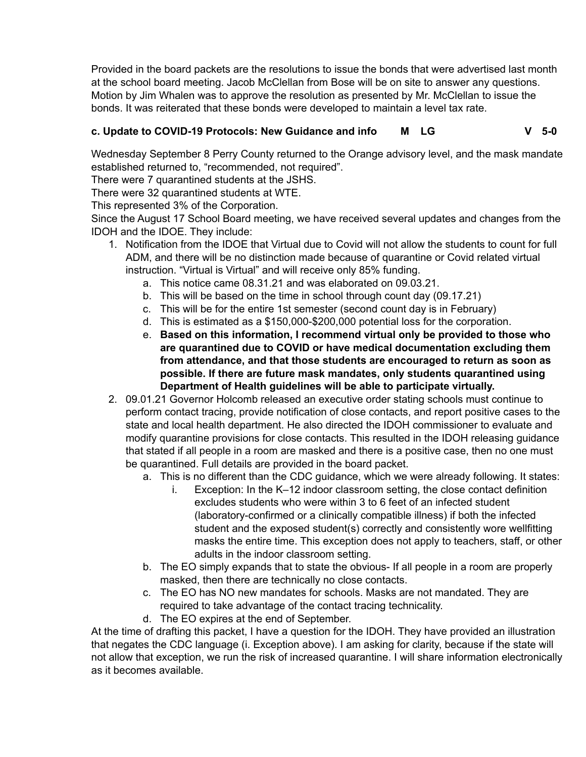Provided in the board packets are the resolutions to issue the bonds that were advertised last month at the school board meeting. Jacob McClellan from Bose will be on site to answer any questions. Motion by Jim Whalen was to approve the resolution as presented by Mr. McClellan to issue the bonds. It was reiterated that these bonds were developed to maintain a level tax rate.

**c. Update to COVID-19 Protocols: New Guidance and info M LG V 5-0**

Wednesday September 8 Perry County returned to the Orange advisory level, and the mask mandate established returned to, “recommended, not required”.
There were 7 quarantined students at the JSHS.
There were 32 quarantined students at WTE.
This represented 3% of the Corporation.
Since the August 17 School Board meeting, we have received several updates and changes from the IDOH and the IDOE. They include:

1. Notification from the IDOE that Virtual due to Covid will not allow the students to count for full ADM, and there will be no distinction made because of quarantine or Covid related virtual instruction. “Virtual is Virtual” and will receive only 85% funding.
   a. This notice came 08.31.21 and was elaborated on 09.03.21.
   b. This will be based on the time in school through count day (09.17.21)
   c. This will be for the entire 1st semester (second count day is in February)
   d. This is estimated as a $150,000-$200,000 potential loss for the corporation.
   e. **Based on this information, I recommend virtual only be provided to those who are quarantined due to COVID or have medical documentation excluding them from attendance, and that those students are encouraged to return as soon as possible. If there are future mask mandates, only students quarantined using Department of Health guidelines will be able to participate virtually.**
2. 09.01.21 Governor Holcomb released an executive order stating schools must continue to perform contact tracing, provide notification of close contacts, and report positive cases to the state and local health department. He also directed the IDOH commissioner to evaluate and modify quarantine provisions for close contacts. This resulted in the IDOH releasing guidance that stated if all people in a room are masked and there is a positive case, then no one must be quarantined. Full details are provided in the board packet.
   a. This is no different than the CDC guidance, which we were already following. It states:
      i. Exception: In the K–12 indoor classroom setting, the close contact definition excludes students who were within 3 to 6 feet of an infected student (laboratory-confirmed or a clinically compatible illness) if both the infected student and the exposed student(s) correctly and consistently wore wellfitting masks the entire time. This exception does not apply to teachers, staff, or other adults in the indoor classroom setting.
   b. The EO simply expands that to state the obvious- If all people in a room are properly masked, then there are technically no close contacts.
   c. The EO has NO new mandates for schools. Masks are not mandated. They are required to take advantage of the contact tracing technicality.
   d. The EO expires at the end of September.

At the time of drafting this packet, I have a question for the IDOH. They have provided an illustration that negates the CDC language (i. Exception above). I am asking for clarity, because if the state will not allow that exception, we run the risk of increased quarantine. I will share information electronically as it becomes available.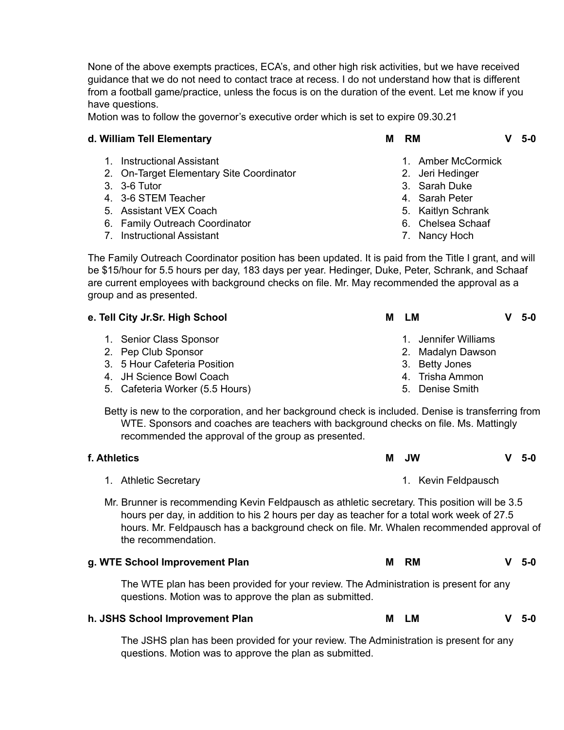None of the above exempts practices, ECA's, and other high risk activities, but we have received guidance that we do not need to contact trace at recess. I do not understand how that is different from a football game/practice, unless the focus is on the duration of the event. Let me know if you have questions.
Motion was to follow the governor's executive order which is set to expire 09.30.21

**d. William Tell Elementary** **M RM** **V 5-0**

| Position | Name |
|---|---|
| 1. Instructional Assistant | 1. Amber McCormick |
| 2. On-Target Elementary Site Coordinator | 2. Jeri Hedinger |
| 3. 3-6 Tutor | 3. Sarah Duke |
| 4. 3-6 STEM Teacher | 4. Sarah Peter |
| 5. Assistant VEX Coach | 5. Kaitlyn Schrank |
| 6. Family Outreach Coordinator | 6. Chelsea Schaaf |
| 7. Instructional Assistant | 7. Nancy Hoch |

The Family Outreach Coordinator position has been updated. It is paid from the Title I grant, and will be $15/hour for 5.5 hours per day, 183 days per year. Hedinger, Duke, Peter, Schrank, and Schaaf are current employees with background checks on file. Mr. May recommended the approval as a group and as presented.

**e. Tell City Jr.Sr. High School** **M LM** **V 5-0**

| Position | Name |
|---|---|
| 1. Senior Class Sponsor | 1. Jennifer Williams |
| 2. Pep Club Sponsor | 2. Madalyn Dawson |
| 3. 5 Hour Cafeteria Position | 3. Betty Jones |
| 4. JH Science Bowl Coach | 4. Trisha Ammon |
| 5. Cafeteria Worker (5.5 Hours) | 5. Denise Smith |

Betty is new to the corporation, and her background check is included. Denise is transferring from WTE. Sponsors and coaches are teachers with background checks on file. Ms. Mattingly recommended the approval of the group as presented.

**f. Athletics** **M JW** **V 5-0**

| Position | Name |
|---|---|
| 1. Athletic Secretary | 1. Kevin Feldpausch |

Mr. Brunner is recommending Kevin Feldpausch as athletic secretary. This position will be 3.5 hours per day, in addition to his 2 hours per day as teacher for a total work week of 27.5 hours. Mr. Feldpausch has a background check on file. Mr. Whalen recommended approval of the recommendation.

**g. WTE School Improvement Plan** **M RM** **V 5-0**

The WTE plan has been provided for your review. The Administration is present for any questions. Motion was to approve the plan as submitted.

**h. JSHS School Improvement Plan** **M LM** **V 5-0**

The JSHS plan has been provided for your review. The Administration is present for any questions. Motion was to approve the plan as submitted.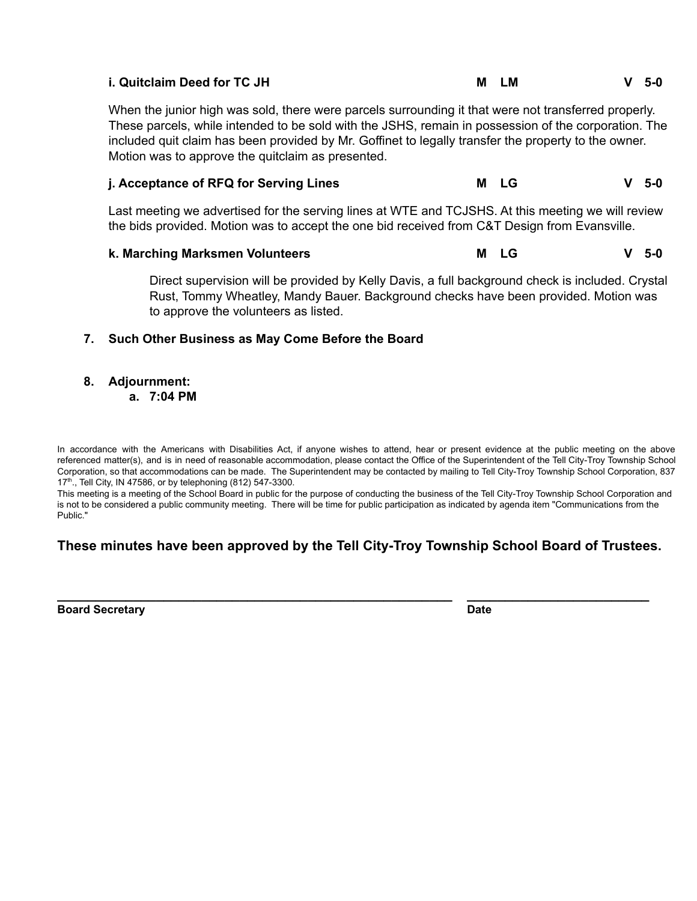**i. Quitclaim Deed for TC JH** **M LM** **V 5-0**

When the junior high was sold, there were parcels surrounding it that were not transferred properly. These parcels, while intended to be sold with the JSHS, remain in possession of the corporation. The included quit claim has been provided by Mr. Goffinet to legally transfer the property to the owner. Motion was to approve the quitclaim as presented.

**j. Acceptance of RFQ for Serving Lines** **M LG** **V 5-0**

Last meeting we advertised for the serving lines at WTE and TCJSHS. At this meeting we will review the bids provided. Motion was to accept the one bid received from C&T Design from Evansville.

**k. Marching Marksmen Volunteers** **M LG** **V 5-0**

Direct supervision will be provided by Kelly Davis, a full background check is included. Crystal Rust, Tommy Wheatley, Mandy Bauer. Background checks have been provided. Motion was to approve the volunteers as listed.

7. **Such Other Business as May Come Before the Board**

8. **Adjournment:**
   a. **7:04 PM**

In accordance with the Americans with Disabilities Act, if anyone wishes to attend, hear or present evidence at the public meeting on the above referenced matter(s), and is in need of reasonable accommodation, please contact the Office of the Superintendent of the Tell City-Troy Township School Corporation, so that accommodations can be made. The Superintendent may be contacted by mailing to Tell City-Troy Township School Corporation, 837 17th., Tell City, IN 47586, or by telephoning (812) 547-3300.
This meeting is a meeting of the School Board in public for the purpose of conducting the business of the Tell City-Troy Township School Corporation and is not to be considered a public community meeting. There will be time for public participation as indicated by agenda item "Communications from the Public."

**These minutes have been approved by the Tell City-Troy Township School Board of Trustees.**

______________________________________________ ____________________

**Board Secretary** **Date**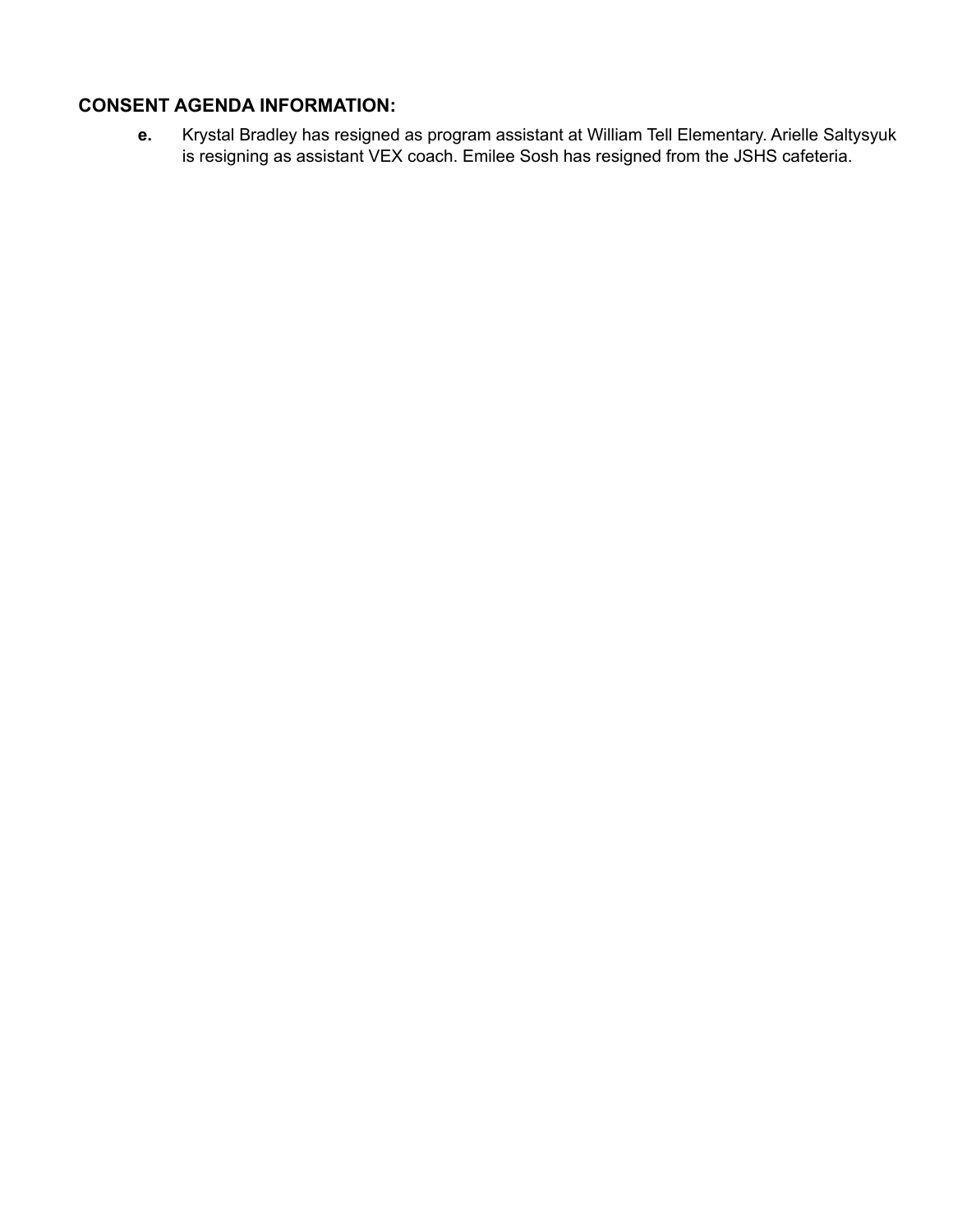**CONSENT AGENDA INFORMATION:**

**e.** Krystal Bradley has resigned as program assistant at William Tell Elementary. Arielle Saltysyuk is resigning as assistant VEX coach. Emilee Sosh has resigned from the JSHS cafeteria.